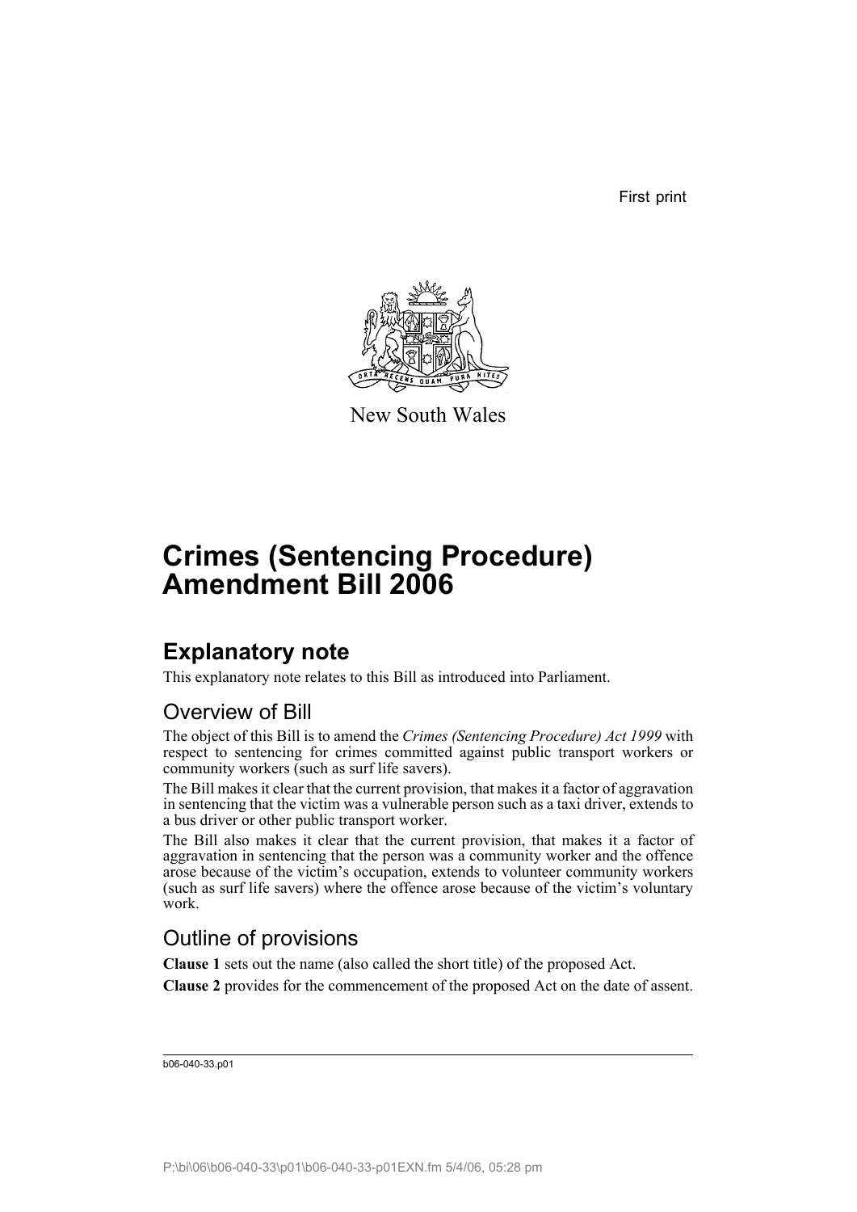First print

New South Wales

# Crimes (Sentencing Procedure) Amendment Bill 2006

## Explanatory note

This explanatory note relates to this Bill as introduced into Parliament.

### Overview of Bill

The object of this Bill is to amend the *Crimes (Sentencing Procedure) Act 1999* with respect to sentencing for crimes committed against public transport workers or community workers (such as surf life savers).

The Bill makes it clear that the current provision, that makes it a factor of aggravation in sentencing that the victim was a vulnerable person such as a taxi driver, extends to a bus driver or other public transport worker.

The Bill also makes it clear that the current provision, that makes it a factor of aggravation in sentencing that the person was a community worker and the offence arose because of the victim's occupation, extends to volunteer community workers (such as surf life savers) where the offence arose because of the victim's voluntary work.

### Outline of provisions

**Clause 1** sets out the name (also called the short title) of the proposed Act.

**Clause 2** provides for the commencement of the proposed Act on the date of assent.

b06-040-33.p01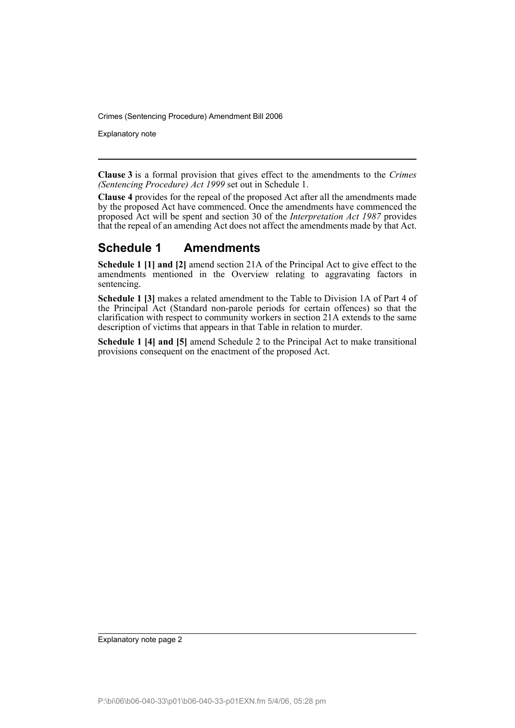**Clause 3** is a formal provision that gives effect to the amendments to the *Crimes (Sentencing Procedure) Act 1999* set out in Schedule 1.

**Clause 4** provides for the repeal of the proposed Act after all the amendments made by the proposed Act have commenced. Once the amendments have commenced the proposed Act will be spent and section 30 of the *Interpretation Act 1987* provides that the repeal of an amending Act does not affect the amendments made by that Act.

## Schedule 1 Amendments

**Schedule 1 [1] and [2]** amend section 21A of the Principal Act to give effect to the amendments mentioned in the Overview relating to aggravating factors in sentencing.

**Schedule 1 [3]** makes a related amendment to the Table to Division 1A of Part 4 of the Principal Act (Standard non-parole periods for certain offences) so that the clarification with respect to community workers in section 21A extends to the same description of victims that appears in that Table in relation to murder.

**Schedule 1 [4] and [5]** amend Schedule 2 to the Principal Act to make transitional provisions consequent on the enactment of the proposed Act.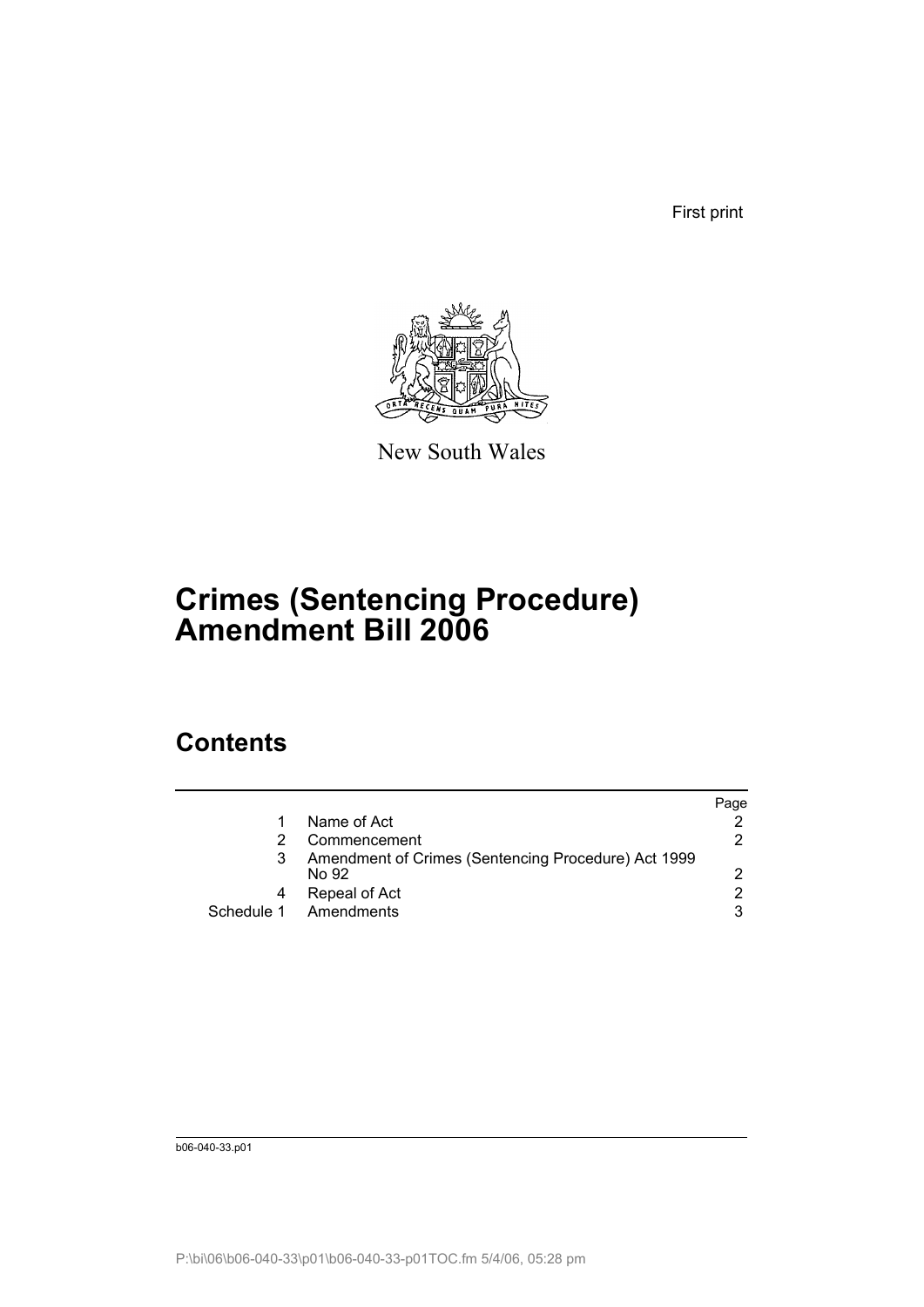First print

New South Wales

# Crimes (Sentencing Procedure) Amendment Bill 2006

## Contents

| | | Page |
|---|---|---|
| 1 | Name of Act | 2 |
| 2 | Commencement | 2 |
| 3 | Amendment of Crimes (Sentencing Procedure) Act 1999 No 92 | 2 |
| 4 | Repeal of Act | 2 |
| Schedule 1 | Amendments | 3 |

b06-040-33.p01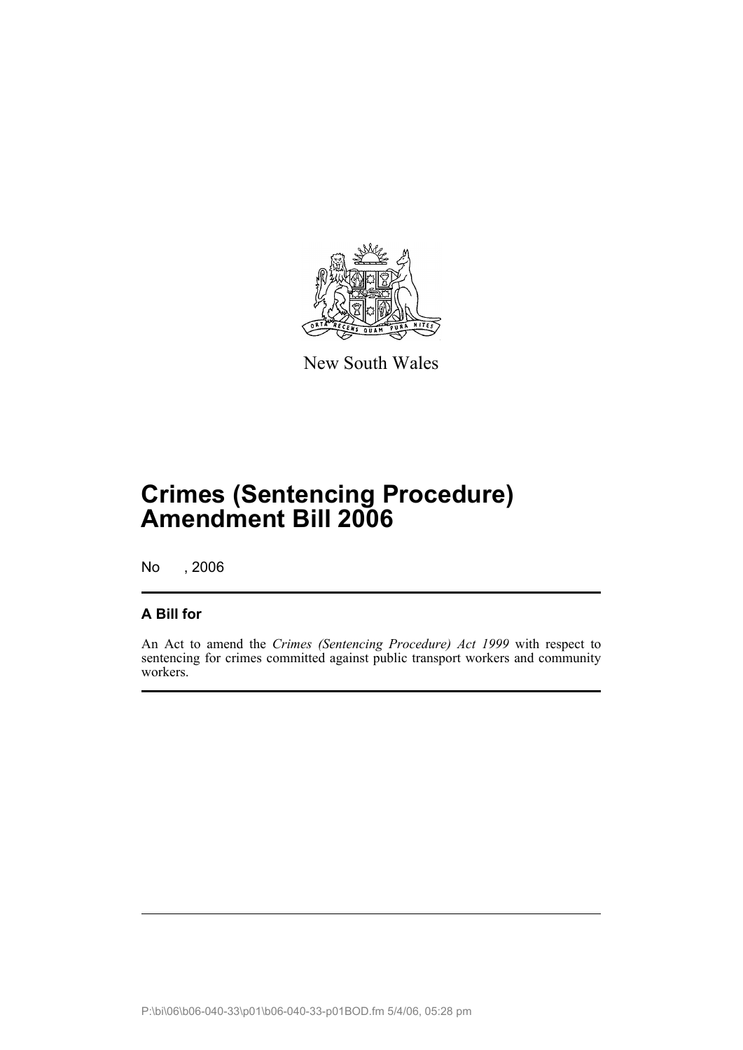New South Wales

# Crimes (Sentencing Procedure) Amendment Bill 2006

No , 2006

## A Bill for

An Act to amend the *Crimes (Sentencing Procedure) Act 1999* with respect to sentencing for crimes committed against public transport workers and community workers.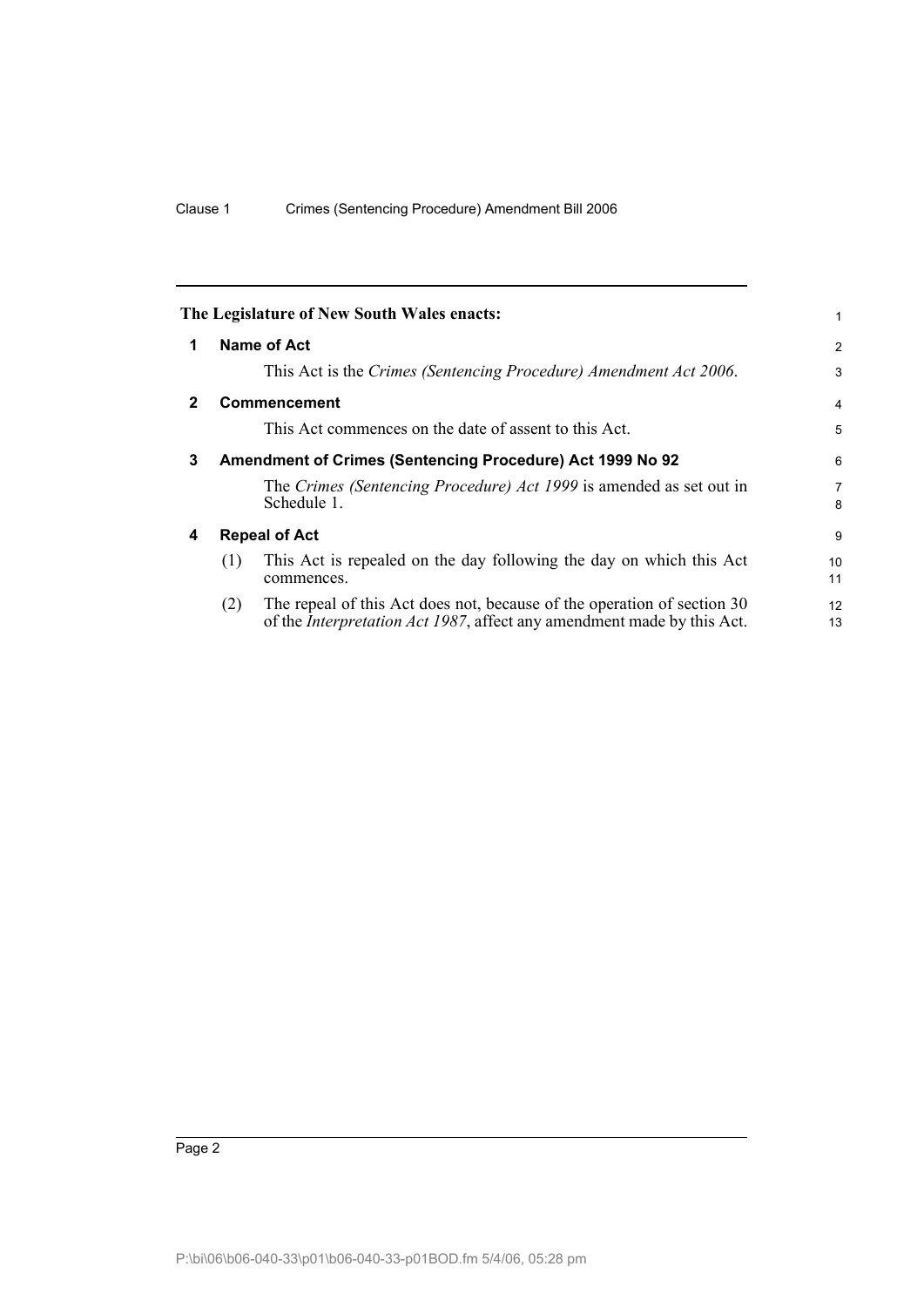The Legislature of New South Wales enacts:

## 1 Name of Act

This Act is the *Crimes (Sentencing Procedure) Amendment Act 2006*.

## 2 Commencement

This Act commences on the date of assent to this Act.

## 3 Amendment of Crimes (Sentencing Procedure) Act 1999 No 92

The *Crimes (Sentencing Procedure) Act 1999* is amended as set out in Schedule 1.

## 4 Repeal of Act

(1) This Act is repealed on the day following the day on which this Act commences.

(2) The repeal of this Act does not, because of the operation of section 30 of the *Interpretation Act 1987*, affect any amendment made by this Act.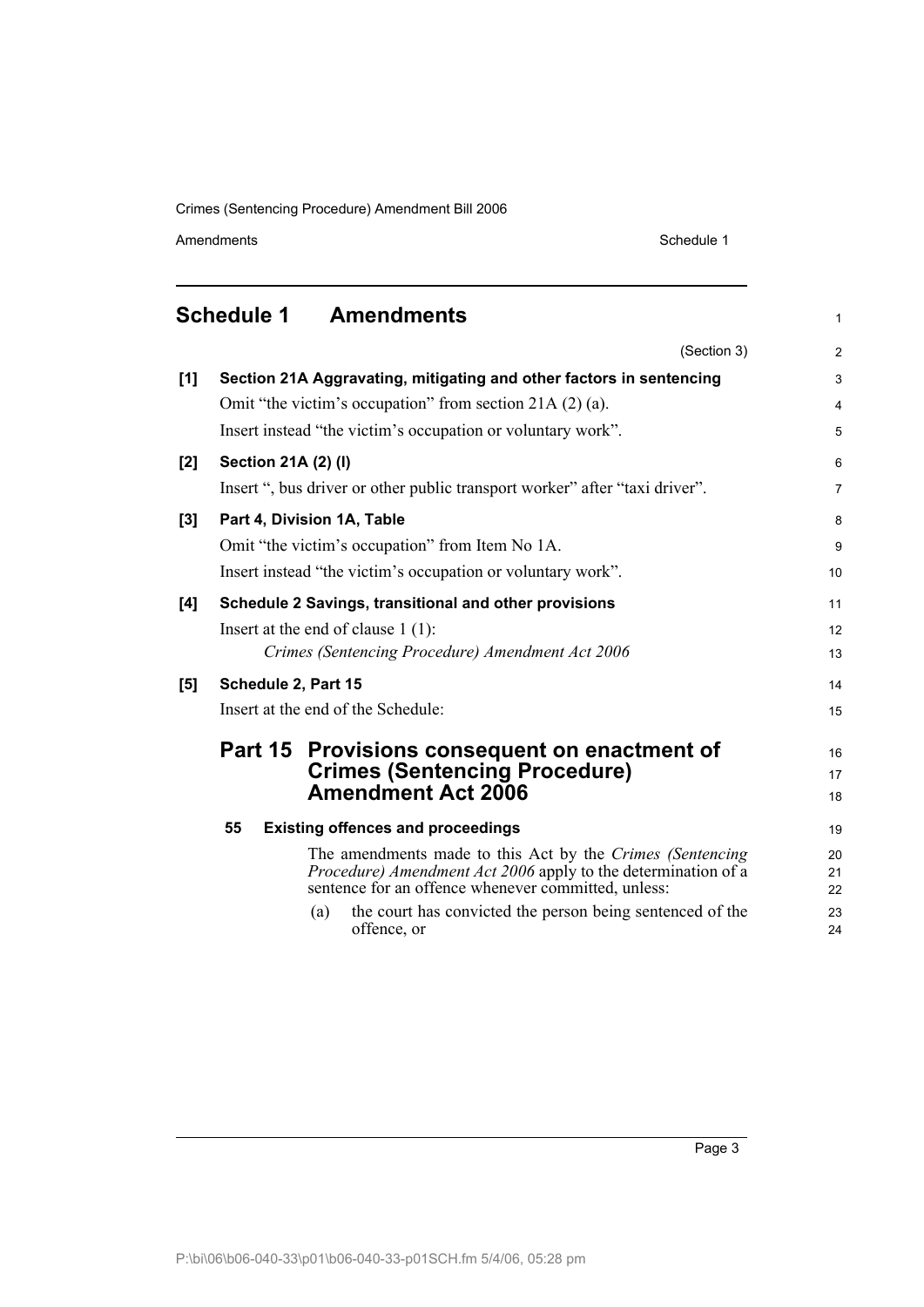# Schedule 1 Amendments

(Section 3)

**[1] Section 21A Aggravating, mitigating and other factors in sentencing**

Omit "the victim's occupation" from section 21A (2) (a).

Insert instead "the victim's occupation or voluntary work".

**[2] Section 21A (2) (l)**

Insert ", bus driver or other public transport worker" after "taxi driver".

**[3] Part 4, Division 1A, Table**

Omit "the victim's occupation" from Item No 1A.

Insert instead "the victim's occupation or voluntary work".

**[4] Schedule 2 Savings, transitional and other provisions**

Insert at the end of clause 1 (1):

*Crimes (Sentencing Procedure) Amendment Act 2006*

**[5] Schedule 2, Part 15**

Insert at the end of the Schedule:

## Part 15 Provisions consequent on enactment of Crimes (Sentencing Procedure) Amendment Act 2006

**55 Existing offences and proceedings**

The amendments made to this Act by the *Crimes (Sentencing Procedure) Amendment Act 2006* apply to the determination of a sentence for an offence whenever committed, unless:

(a) the court has convicted the person being sentenced of the offence, or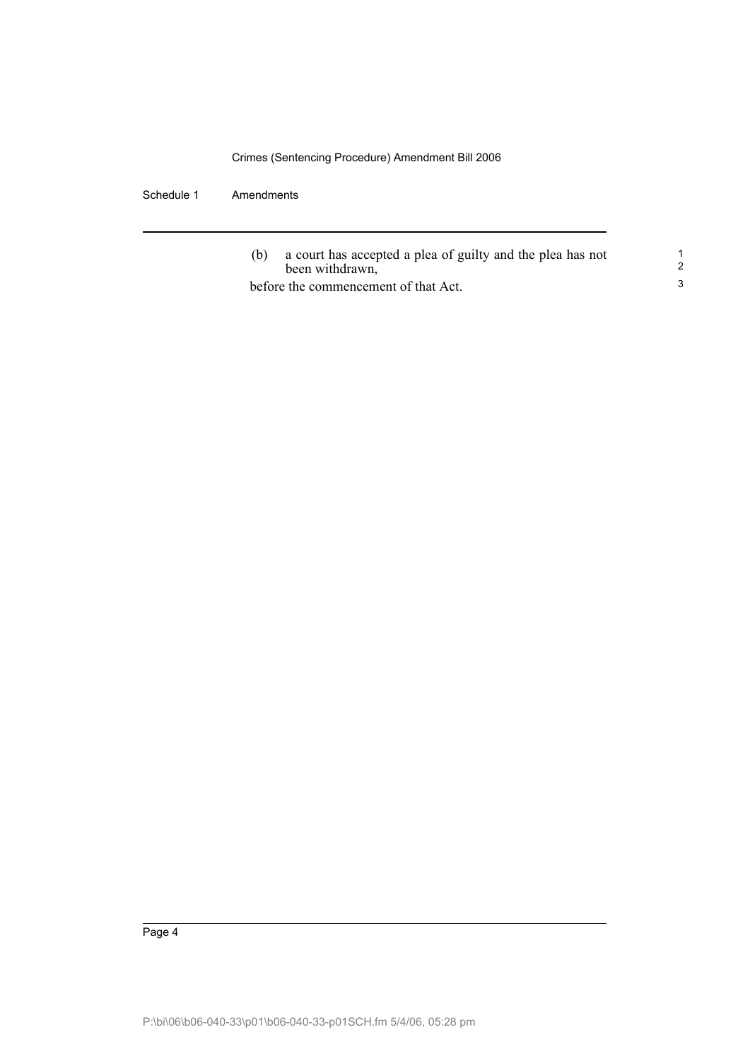(b) a court has accepted a plea of guilty and the plea has not been withdrawn,

before the commencement of that Act.